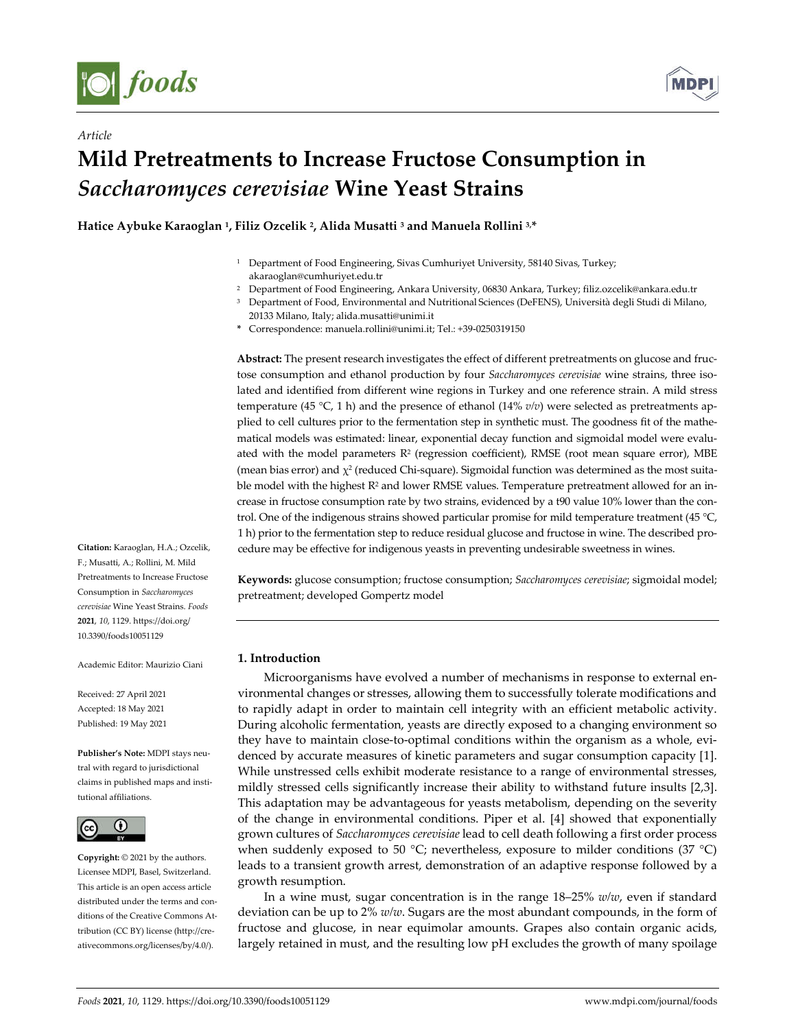Article

# Mild Pretreatments to Increase Fructose Consumption in *Saccharomyces cerevisiae* Wine Yeast Strains

**Hatice Aybuke Karaoglan [1], Filiz Ozcelik [2], Alida Musatti [3] and Manuela Rollini [3,*]**

[1] Department of Food Engineering, Sivas Cumhuriyet University, 58140 Sivas, Turkey; akaraoglan@cumhuriyet.edu.tr
[2] Department of Food Engineering, Ankara University, 06830 Ankara, Turkey; filiz.ozcelik@ankara.edu.tr
[3] Department of Food, Environmental and Nutritional Sciences (DeFENS), Università degli Studi di Milano, 20133 Milano, Italy; alida.musatti@unimi.it
* Correspondence: manuela.rollini@unimi.it; Tel.: +39-0250319150

**Abstract:** The present research investigates the effect of different pretreatments on glucose and fructose consumption and ethanol production by four *Saccharomyces cerevisiae* wine strains, three isolated and identified from different wine regions in Turkey and one reference strain. A mild stress temperature (45 °C, 1 h) and the presence of ethanol (14% *v/v*) were selected as pretreatments applied to cell cultures prior to the fermentation step in synthetic must. The goodness fit of the mathematical models was estimated: linear, exponential decay function and sigmoidal model were evaluated with the model parameters $R^2$ (regression coefficient), RMSE (root mean square error), MBE (mean bias error) and $\chi^2$ (reduced Chi-square). Sigmoidal function was determined as the most suitable model with the highest $R^2$ and lower RMSE values. Temperature pretreatment allowed for an increase in fructose consumption rate by two strains, evidenced by a t90 value 10% lower than the control. One of the indigenous strains showed particular promise for mild temperature treatment (45 °C, 1 h) prior to the fermentation step to reduce residual glucose and fructose in wine. The described procedure may be effective for indigenous yeasts in preventing undesirable sweetness in wines.

**Keywords:** glucose consumption; fructose consumption; *Saccharomyces cerevisiae*; sigmoidal model; pretreatment; developed Gompertz model

**Citation:** Karaoglan, H.A.; Ozcelik, F.; Musatti, A.; Rollini, M. Mild Pretreatments to Increase Fructose Consumption in *Saccharomyces cerevisiae* Wine Yeast Strains. *Foods* **2021**, *10*, 1129. https://doi.org/10.3390/foods10051129

Academic Editor: Maurizio Ciani

Received: 27 April 2021
Accepted: 18 May 2021
Published: 19 May 2021

**Publisher's Note:** MDPI stays neutral with regard to jurisdictional claims in published maps and institutional affiliations.

**Copyright:** © 2021 by the authors. Licensee MDPI, Basel, Switzerland. This article is an open access article distributed under the terms and conditions of the Creative Commons Attribution (CC BY) license (http://creativecommons.org/licenses/by/4.0/).

## 1. Introduction

Microorganisms have evolved a number of mechanisms in response to external environmental changes or stresses, allowing them to successfully tolerate modifications and to rapidly adapt in order to maintain cell integrity with an efficient metabolic activity. During alcoholic fermentation, yeasts are directly exposed to a changing environment so they have to maintain close-to-optimal conditions within the organism as a whole, evidenced by accurate measures of kinetic parameters and sugar consumption capacity [1]. While unstressed cells exhibit moderate resistance to a range of environmental stresses, mildly stressed cells significantly increase their ability to withstand future insults [2,3]. This adaptation may be advantageous for yeasts metabolism, depending on the severity of the change in environmental conditions. Piper et al. [4] showed that exponentially grown cultures of *Saccharomyces cerevisiae* lead to cell death following a first order process when suddenly exposed to 50 °C; nevertheless, exposure to milder conditions (37 °C) leads to a transient growth arrest, demonstration of an adaptive response followed by a growth resumption.

In a wine must, sugar concentration is in the range 18–25% *w/w*, even if standard deviation can be up to 2% *w/w*. Sugars are the most abundant compounds, in the form of fructose and glucose, in near equimolar amounts. Grapes also contain organic acids, largely retained in must, and the resulting low pH excludes the growth of many spoilage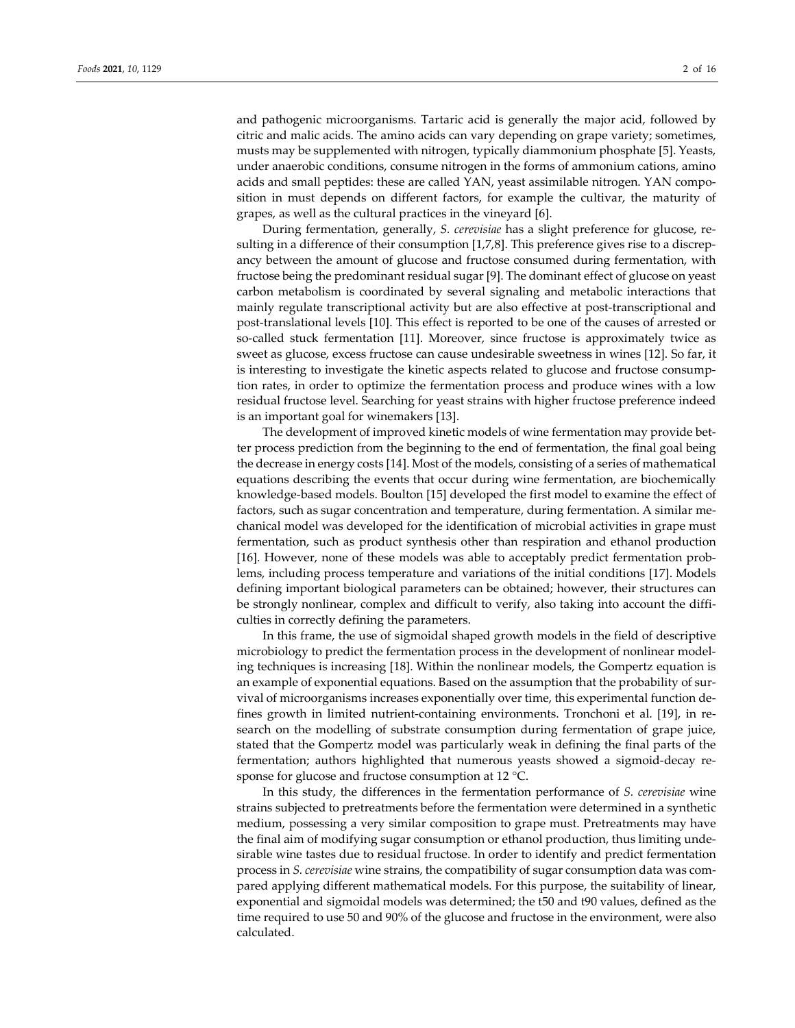and pathogenic microorganisms. Tartaric acid is generally the major acid, followed by citric and malic acids. The amino acids can vary depending on grape variety; sometimes, musts may be supplemented with nitrogen, typically diammonium phosphate [5]. Yeasts, under anaerobic conditions, consume nitrogen in the forms of ammonium cations, amino acids and small peptides: these are called YAN, yeast assimilable nitrogen. YAN composition in must depends on different factors, for example the cultivar, the maturity of grapes, as well as the cultural practices in the vineyard [6].

During fermentation, generally, *S. cerevisiae* has a slight preference for glucose, resulting in a difference of their consumption [1,7,8]. This preference gives rise to a discrepancy between the amount of glucose and fructose consumed during fermentation, with fructose being the predominant residual sugar [9]. The dominant effect of glucose on yeast carbon metabolism is coordinated by several signaling and metabolic interactions that mainly regulate transcriptional activity but are also effective at post-transcriptional and post-translational levels [10]. This effect is reported to be one of the causes of arrested or so-called stuck fermentation [11]. Moreover, since fructose is approximately twice as sweet as glucose, excess fructose can cause undesirable sweetness in wines [12]. So far, it is interesting to investigate the kinetic aspects related to glucose and fructose consumption rates, in order to optimize the fermentation process and produce wines with a low residual fructose level. Searching for yeast strains with higher fructose preference indeed is an important goal for winemakers [13].

The development of improved kinetic models of wine fermentation may provide better process prediction from the beginning to the end of fermentation, the final goal being the decrease in energy costs [14]. Most of the models, consisting of a series of mathematical equations describing the events that occur during wine fermentation, are biochemically knowledge-based models. Boulton [15] developed the first model to examine the effect of factors, such as sugar concentration and temperature, during fermentation. A similar mechanical model was developed for the identification of microbial activities in grape must fermentation, such as product synthesis other than respiration and ethanol production [16]. However, none of these models was able to acceptably predict fermentation problems, including process temperature and variations of the initial conditions [17]. Models defining important biological parameters can be obtained; however, their structures can be strongly nonlinear, complex and difficult to verify, also taking into account the difficulties in correctly defining the parameters.

In this frame, the use of sigmoidal shaped growth models in the field of descriptive microbiology to predict the fermentation process in the development of nonlinear modeling techniques is increasing [18]. Within the nonlinear models, the Gompertz equation is an example of exponential equations. Based on the assumption that the probability of survival of microorganisms increases exponentially over time, this experimental function defines growth in limited nutrient-containing environments. Tronchoni et al. [19], in research on the modelling of substrate consumption during fermentation of grape juice, stated that the Gompertz model was particularly weak in defining the final parts of the fermentation; authors highlighted that numerous yeasts showed a sigmoid-decay response for glucose and fructose consumption at 12 °C.

In this study, the differences in the fermentation performance of *S. cerevisiae* wine strains subjected to pretreatments before the fermentation were determined in a synthetic medium, possessing a very similar composition to grape must. Pretreatments may have the final aim of modifying sugar consumption or ethanol production, thus limiting undesirable wine tastes due to residual fructose. In order to identify and predict fermentation process in *S. cerevisiae* wine strains, the compatibility of sugar consumption data was compared applying different mathematical models. For this purpose, the suitability of linear, exponential and sigmoidal models was determined; the t50 and t90 values, defined as the time required to use 50 and 90% of the glucose and fructose in the environment, were also calculated.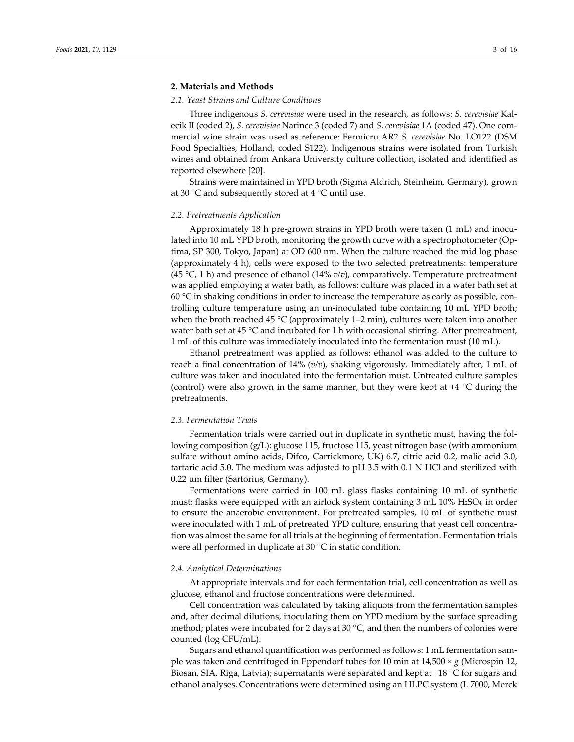## 2. Materials and Methods

### *2.1. Yeast Strains and Culture Conditions*

Three indigenous *S. cerevisiae* were used in the research, as follows: *S. cerevisiae* Kalecik II (coded 2), *S. cerevisiae* Narince 3 (coded 7) and *S. cerevisiae* 1A (coded 47). One commercial wine strain was used as reference: Fermicru AR2 *S. cerevisiae* No. LO122 (DSM Food Specialties, Holland, coded S122). Indigenous strains were isolated from Turkish wines and obtained from Ankara University culture collection, isolated and identified as reported elsewhere [20].

Strains were maintained in YPD broth (Sigma Aldrich, Steinheim, Germany), grown at 30 °C and subsequently stored at 4 °C until use.

### *2.2. Pretreatments Application*

Approximately 18 h pre-grown strains in YPD broth were taken (1 mL) and inoculated into 10 mL YPD broth, monitoring the growth curve with a spectrophotometer (Optima, SP 300, Tokyo, Japan) at OD 600 nm. When the culture reached the mid log phase (approximately 4 h), cells were exposed to the two selected pretreatments: temperature (45 °C, 1 h) and presence of ethanol (14% *v*/*v*), comparatively. Temperature pretreatment was applied employing a water bath, as follows: culture was placed in a water bath set at 60 °C in shaking conditions in order to increase the temperature as early as possible, controlling culture temperature using an un-inoculated tube containing 10 mL YPD broth; when the broth reached 45 °C (approximately 1–2 min), cultures were taken into another water bath set at 45 °C and incubated for 1 h with occasional stirring. After pretreatment, 1 mL of this culture was immediately inoculated into the fermentation must (10 mL).

Ethanol pretreatment was applied as follows: ethanol was added to the culture to reach a final concentration of 14% (*v*/*v*), shaking vigorously. Immediately after, 1 mL of culture was taken and inoculated into the fermentation must. Untreated culture samples (control) were also grown in the same manner, but they were kept at +4 °C during the pretreatments.

### *2.3. Fermentation Trials*

Fermentation trials were carried out in duplicate in synthetic must, having the following composition (g/L): glucose 115, fructose 115, yeast nitrogen base (with ammonium sulfate without amino acids, Difco, Carrickmore, UK) 6.7, citric acid 0.2, malic acid 3.0, tartaric acid 5.0. The medium was adjusted to pH 3.5 with 0.1 N HCl and sterilized with 0.22 μm filter (Sartorius, Germany).

Fermentations were carried in 100 mL glass flasks containing 10 mL of synthetic must; flasks were equipped with an airlock system containing 3 mL 10% $H_2SO_4$, in order to ensure the anaerobic environment. For pretreated samples, 10 mL of synthetic must were inoculated with 1 mL of pretreated YPD culture, ensuring that yeast cell concentration was almost the same for all trials at the beginning of fermentation. Fermentation trials were all performed in duplicate at 30 °C in static condition.

### *2.4. Analytical Determinations*

At appropriate intervals and for each fermentation trial, cell concentration as well as glucose, ethanol and fructose concentrations were determined.

Cell concentration was calculated by taking aliquots from the fermentation samples and, after decimal dilutions, inoculating them on YPD medium by the surface spreading method; plates were incubated for 2 days at 30 °C, and then the numbers of colonies were counted (log CFU/mL).

Sugars and ethanol quantification was performed as follows: 1 mL fermentation sample was taken and centrifuged in Eppendorf tubes for 10 min at 14,500 × *g* (Microspin 12, Biosan, SIA, Riga, Latvia); supernatants were separated and kept at −18 °C for sugars and ethanol analyses. Concentrations were determined using an HLPC system (L 7000, Merck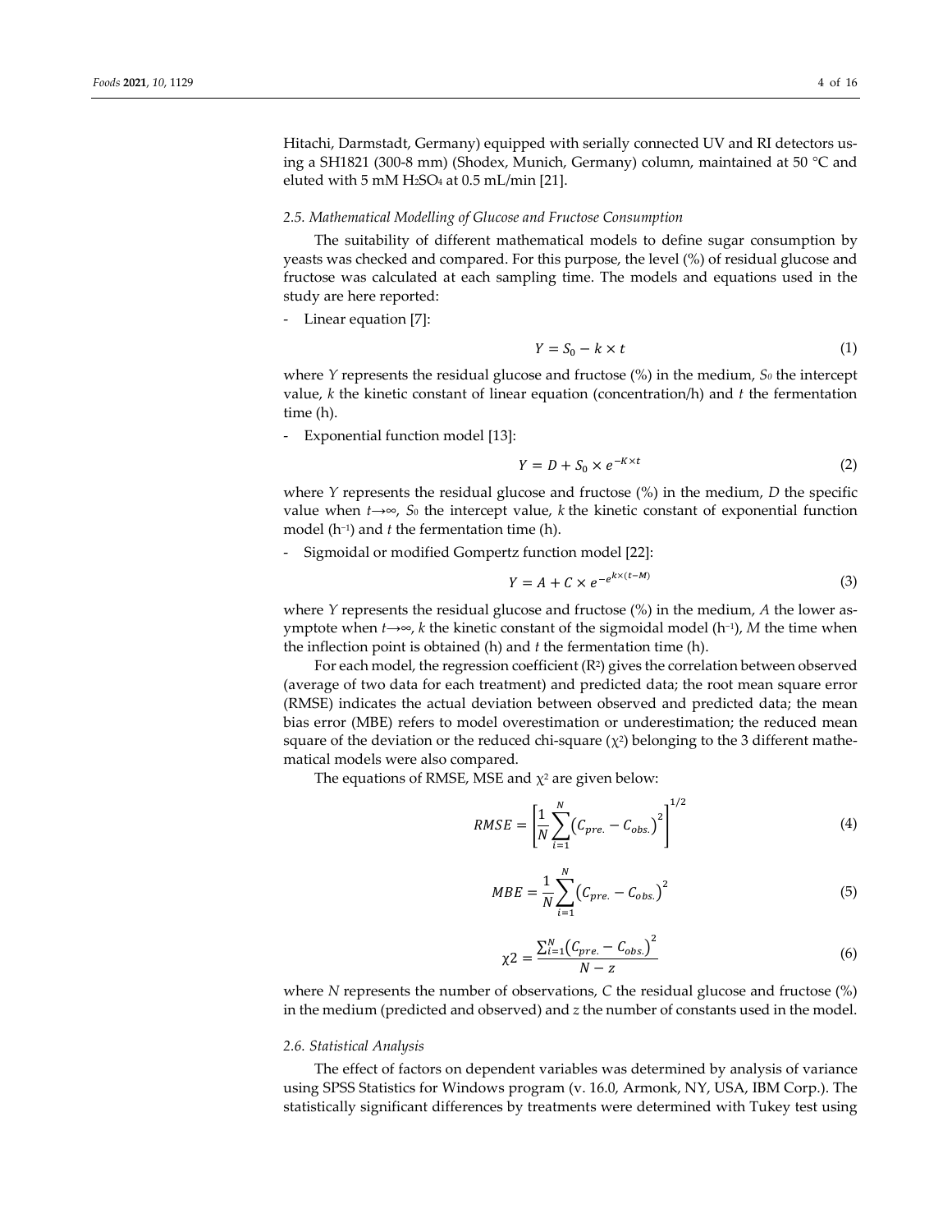Hitachi, Darmstadt, Germany) equipped with serially connected UV and RI detectors using a SH1821 (300-8 mm) (Shodex, Munich, Germany) column, maintained at 50 °C and eluted with 5 mM $H_2SO_4$ at 0.5 mL/min [21].

### 2.5. Mathematical Modelling of Glucose and Fructose Consumption

The suitability of different mathematical models to define sugar consumption by yeasts was checked and compared. For this purpose, the level (%) of residual glucose and fructose was calculated at each sampling time. The models and equations used in the study are here reported:

- Linear equation [7]:

$$Y = S_0 - k \times t \tag{1}$$

where $Y$ represents the residual glucose and fructose (%) in the medium, $S_0$ the intercept value, $k$ the kinetic constant of linear equation (concentration/h) and $t$ the fermentation time (h).

- Exponential function model [13]:

$$Y = D + S_0 \times e^{-K \times t} \tag{2}$$

where $Y$ represents the residual glucose and fructose (%) in the medium, $D$ the specific value when $t \to \infty$, $S_0$ the intercept value, $k$ the kinetic constant of exponential function model ($h^{-1}$) and $t$ the fermentation time (h).

- Sigmoidal or modified Gompertz function model [22]:

$$Y = A + C \times e^{-e^{k \times (t-M)}} \tag{3}$$

where $Y$ represents the residual glucose and fructose (%) in the medium, $A$ the lower asymptote when $t \to \infty$, $k$ the kinetic constant of the sigmoidal model ($h^{-1}$), $M$ the time when the inflection point is obtained (h) and $t$ the fermentation time (h).

For each model, the regression coefficient ($R^2$) gives the correlation between observed (average of two data for each treatment) and predicted data; the root mean square error (RMSE) indicates the actual deviation between observed and predicted data; the mean bias error (MBE) refers to model overestimation or underestimation; the reduced mean square of the deviation or the reduced chi-square ($\chi^2$) belonging to the 3 different mathematical models were also compared.

The equations of RMSE, MSE and $\chi^2$ are given below:

$$RMSE = \left[\frac{1}{N}\sum_{i=1}^{N}\left(C_{pre.} - C_{obs.}\right)^2\right]^{1/2} \tag{4}$$

$$MBE = \frac{1}{N}\sum_{i=1}^{N}\left(C_{pre.} - C_{obs.}\right)^2 \tag{5}$$

$$\chi 2 = \frac{\sum_{i=1}^{N}\left(C_{pre.} - C_{obs.}\right)^2}{N - z} \tag{6}$$

where $N$ represents the number of observations, $C$ the residual glucose and fructose (%) in the medium (predicted and observed) and $z$ the number of constants used in the model.

### 2.6. Statistical Analysis

The effect of factors on dependent variables was determined by analysis of variance using SPSS Statistics for Windows program (v. 16.0, Armonk, NY, USA, IBM Corp.). The statistically significant differences by treatments were determined with Tukey test using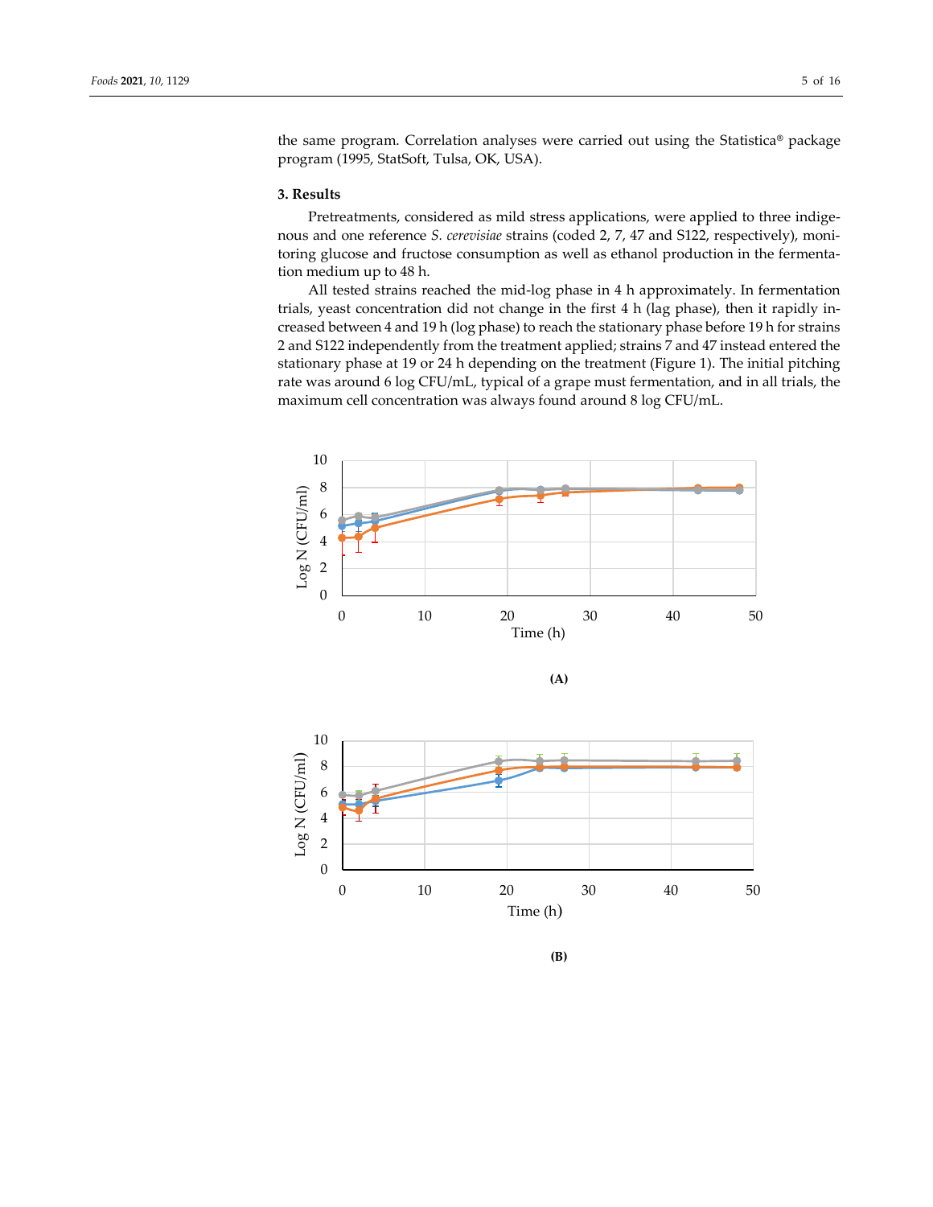the same program. Correlation analyses were carried out using the Statistica® package program (1995, StatSoft, Tulsa, OK, USA).

### 3. Results

Pretreatments, considered as mild stress applications, were applied to three indigenous and one reference *S. cerevisiae* strains (coded 2, 7, 47 and S122, respectively), monitoring glucose and fructose consumption as well as ethanol production in the fermentation medium up to 48 h.

All tested strains reached the mid-log phase in 4 h approximately. In fermentation trials, yeast concentration did not change in the first 4 h (lag phase), then it rapidly increased between 4 and 19 h (log phase) to reach the stationary phase before 19 h for strains 2 and S122 independently from the treatment applied; strains 7 and 47 instead entered the stationary phase at 19 or 24 h depending on the treatment (Figure 1). The initial pitching rate was around 6 log CFU/mL, typical of a grape must fermentation, and in all trials, the maximum cell concentration was always found around 8 log CFU/mL.

(A)

(B)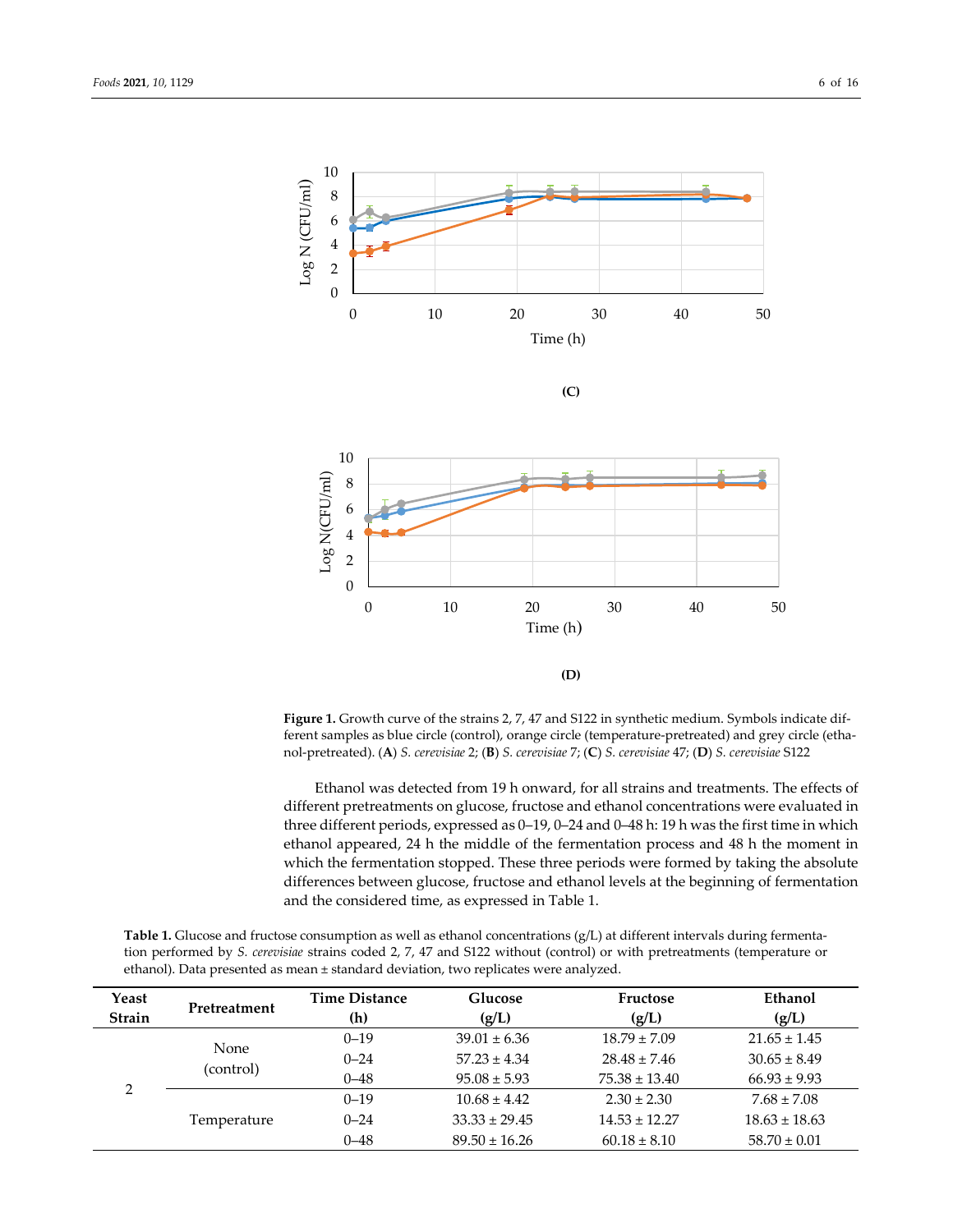**(C)**

**(D)**

**Figure 1.** Growth curve of the strains 2, 7, 47 and S122 in synthetic medium. Symbols indicate different samples as blue circle (control), orange circle (temperature-pretreated) and grey circle (ethanol-pretreated). (**A**) *S. cerevisiae* 2; (**B**) *S. cerevisiae* 7; (**C**) *S. cerevisiae* 47; (**D**) *S. cerevisiae* S122

Ethanol was detected from 19 h onward, for all strains and treatments. The effects of different pretreatments on glucose, fructose and ethanol concentrations were evaluated in three different periods, expressed as 0–19, 0–24 and 0–48 h: 19 h was the first time in which ethanol appeared, 24 h the middle of the fermentation process and 48 h the moment in which the fermentation stopped. These three periods were formed by taking the absolute differences between glucose, fructose and ethanol levels at the beginning of fermentation and the considered time, as expressed in Table 1.

**Table 1.** Glucose and fructose consumption as well as ethanol concentrations (g/L) at different intervals during fermentation performed by *S. cerevisiae* strains coded 2, 7, 47 and S122 without (control) or with pretreatments (temperature or ethanol). Data presented as mean ± standard deviation, two replicates were analyzed.

| Yeast Strain | Pretreatment | Time Distance (h) | Glucose (g/L) | Fructose (g/L) | Ethanol (g/L) |
|---|---|---|---|---|---|
| 2 | None (control) | 0–19 | 39.01 ± 6.36 | 18.79 ± 7.09 | 21.65 ± 1.45 |
| | | 0–24 | 57.23 ± 4.34 | 28.48 ± 7.46 | 30.65 ± 8.49 |
| | | 0–48 | 95.08 ± 5.93 | 75.38 ± 13.40 | 66.93 ± 9.93 |
| | Temperature | 0–19 | 10.68 ± 4.42 | 2.30 ± 2.30 | 7.68 ± 7.08 |
| | | 0–24 | 33.33 ± 29.45 | 14.53 ± 12.27 | 18.63 ± 18.63 |
| | | 0–48 | 89.50 ± 16.26 | 60.18 ± 8.10 | 58.70 ± 0.01 |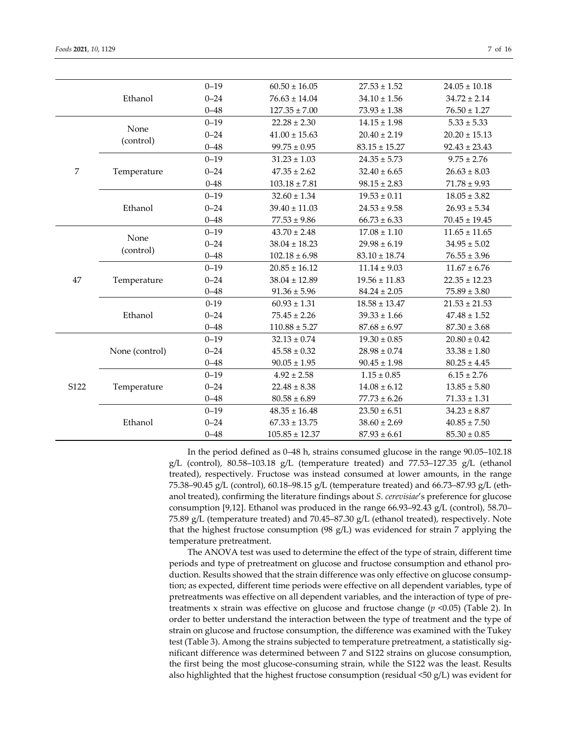|  |  |  |  |  |  |
|---|---|---|---|---|---|
|  | Ethanol | 0–19 | 60.50 ± 16.05 | 27.53 ± 1.52 | 24.05 ± 10.18 |
|  |  | 0–24 | 76.63 ± 14.04 | 34.10 ± 1.56 | 34.72 ± 2.14 |
|  |  | 0–48 | 127.35 ± 7.00 | 73.93 ± 1.38 | 76.50 ± 1.27 |
| 7 | None (control) | 0–19 | 22.28 ± 2.30 | 14.15 ± 1.98 | 5.33 ± 5.33 |
|  |  | 0–24 | 41.00 ± 15.63 | 20.40 ± 2.19 | 20.20 ± 15.13 |
|  |  | 0–48 | 99.75 ± 0.95 | 83.15 ± 15.27 | 92.43 ± 23.43 |
|  | Temperature | 0–19 | 31.23 ± 1.03 | 24.35 ± 5.73 | 9.75 ± 2.76 |
|  |  | 0–24 | 47.35 ± 2.62 | 32.40 ± 6.65 | 26.63 ± 8.03 |
|  |  | 0-48 | 103.18 ± 7.81 | 98.15 ± 2.83 | 71.78 ± 9.93 |
|  | Ethanol | 0–19 | 32.60 ± 1.34 | 19.53 ± 0.11 | 18.05 ± 3.82 |
|  |  | 0–24 | 39.40 ± 11.03 | 24.53 ± 9.58 | 26.93 ± 5.34 |
|  |  | 0–48 | 77.53 ± 9.86 | 66.73 ± 6.33 | 70.45 ± 19.45 |
| 47 | None (control) | 0–19 | 43.70 ± 2.48 | 17.08 ± 1.10 | 11.65 ± 11.65 |
|  |  | 0–24 | 38.04 ± 18.23 | 29.98 ± 6.19 | 34.95 ± 5.02 |
|  |  | 0–48 | 102.18 ± 6.98 | 83.10 ± 18.74 | 76.55 ± 3.96 |
|  | Temperature | 0–19 | 20.85 ± 16.12 | 11.14 ± 9.03 | 11.67 ± 6.76 |
|  |  | 0–24 | 38.04 ± 12.89 | 19.56 ± 11.83 | 22.35 ± 12.23 |
|  |  | 0–48 | 91.36 ± 5.96 | 84.24 ± 2.05 | 75.89 ± 3.80 |
|  | Ethanol | 0-19 | 60.93 ± 1.31 | 18.58 ± 13.47 | 21.53 ± 21.53 |
|  |  | 0–24 | 75.45 ± 2.26 | 39.33 ± 1.66 | 47.48 ± 1.52 |
|  |  | 0–48 | 110.88 ± 5.27 | 87.68 ± 6.97 | 87.30 ± 3.68 |
| S122 | None (control) | 0–19 | 32.13 ± 0.74 | 19.30 ± 0.85 | 20.80 ± 0.42 |
|  |  | 0–24 | 45.58 ± 0.32 | 28.98 ± 0.74 | 33.38 ± 1.80 |
|  |  | 0–48 | 90.05 ± 1.95 | 90.45 ± 1.98 | 80.25 ± 4.45 |
|  | Temperature | 0–19 | 4.92 ± 2.58 | 1.15 ± 0.85 | 6.15 ± 2.76 |
|  |  | 0–24 | 22.48 ± 8.38 | 14.08 ± 6.12 | 13.85 ± 5.80 |
|  |  | 0–48 | 80.58 ± 6.89 | 77.73 ± 6.26 | 71.33 ± 1.31 |
|  | Ethanol | 0–19 | 48.35 ± 16.48 | 23.50 ± 6.51 | 34.23 ± 8.87 |
|  |  | 0–24 | 67.33 ± 13.75 | 38.60 ± 2.69 | 40.85 ± 7.50 |
|  |  | 0–48 | 105.85 ± 12.37 | 87.93 ± 6.61 | 85.30 ± 0.85 |

In the period defined as 0–48 h, strains consumed glucose in the range 90.05–102.18 g/L (control), 80.58–103.18 g/L (temperature treated) and 77.53–127.35 g/L (ethanol treated), respectively. Fructose was instead consumed at lower amounts, in the range 75.38–90.45 g/L (control), 60.18–98.15 g/L (temperature treated) and 66.73–87.93 g/L (ethanol treated), confirming the literature findings about *S. cerevisiae*'s preference for glucose consumption [9,12]. Ethanol was produced in the range 66.93–92.43 g/L (control), 58.70–75.89 g/L (temperature treated) and 70.45–87.30 g/L (ethanol treated), respectively. Note that the highest fructose consumption (98 g/L) was evidenced for strain 7 applying the temperature pretreatment.

The ANOVA test was used to determine the effect of the type of strain, different time periods and type of pretreatment on glucose and fructose consumption and ethanol production. Results showed that the strain difference was only effective on glucose consumption; as expected, different time periods were effective on all dependent variables, type of pretreatments was effective on all dependent variables, and the interaction of type of pretreatments x strain was effective on glucose and fructose change ($p$ <0.05) (Table 2). In order to better understand the interaction between the type of treatment and the type of strain on glucose and fructose consumption, the difference was examined with the Tukey test (Table 3). Among the strains subjected to temperature pretreatment, a statistically significant difference was determined between 7 and S122 strains on glucose consumption, the first being the most glucose-consuming strain, while the S122 was the least. Results also highlighted that the highest fructose consumption (residual <50 g/L) was evident for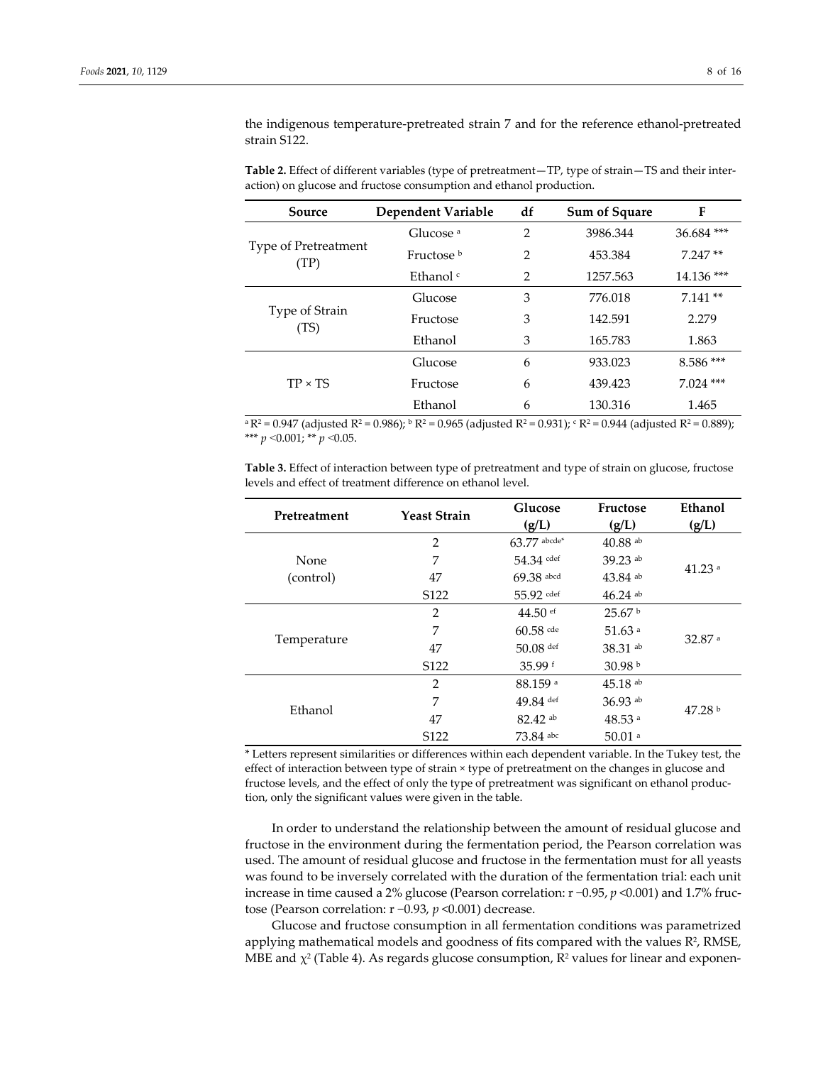the indigenous temperature-pretreated strain 7 and for the reference ethanol-pretreated strain S122.

**Table 2.** Effect of different variables (type of pretreatment—TP, type of strain—TS and their interaction) on glucose and fructose consumption and ethanol production.

| Source | Dependent Variable | df | Sum of Square | F |
|---|---|---|---|---|
| Type of Pretreatment (TP) | Glucose [a] | 2 | 3986.344 | 36.684 *** |
| | Fructose [b] | 2 | 453.384 | 7.247 ** |
| | Ethanol [c] | 2 | 1257.563 | 14.136 *** |
| Type of Strain (TS) | Glucose | 3 | 776.018 | 7.141 ** |
| | Fructose | 3 | 142.591 | 2.279 |
| | Ethanol | 3 | 165.783 | 1.863 |
| TP × TS | Glucose | 6 | 933.023 | 8.586 *** |
| | Fructose | 6 | 439.423 | 7.024 *** |
| | Ethanol | 6 | 130.316 | 1.465 |

[a] $R^2$ = 0.947 (adjusted $R^2$ = 0.986); [b] $R^2$ = 0.965 (adjusted $R^2$ = 0.931); [c] $R^2$ = 0.944 (adjusted $R^2$ = 0.889); *** $p$ <0.001; ** $p$ <0.05.

**Table 3.** Effect of interaction between type of pretreatment and type of strain on glucose, fructose levels and effect of treatment difference on ethanol level.

| Pretreatment | Yeast Strain | Glucose (g/L) | Fructose (g/L) | Ethanol (g/L) |
|---|---|---|---|---|
| None (control) | 2 | 63.77 [abcde*] | 40.88 [ab] | 41.23 [a] |
| | 7 | 54.34 [cdef] | 39.23 [ab] | |
| | 47 | 69.38 [abcd] | 43.84 [ab] | |
| | S122 | 55.92 [cdef] | 46.24 [ab] | |
| Temperature | 2 | 44.50 [ef] | 25.67 [b] | 32.87 [a] |
| | 7 | 60.58 [cde] | 51.63 [a] | |
| | 47 | 50.08 [def] | 38.31 [ab] | |
| | S122 | 35.99 [f] | 30.98 [b] | |
| Ethanol | 2 | 88.159 [a] | 45.18 [ab] | 47.28 [b] |
| | 7 | 49.84 [def] | 36.93 [ab] | |
| | 47 | 82.42 [ab] | 48.53 [a] | |
| | S122 | 73.84 [abc] | 50.01 [a] | |

* Letters represent similarities or differences within each dependent variable. In the Tukey test, the effect of interaction between type of strain × type of pretreatment on the changes in glucose and fructose levels, and the effect of only the type of pretreatment was significant on ethanol production, only the significant values were given in the table.

In order to understand the relationship between the amount of residual glucose and fructose in the environment during the fermentation period, the Pearson correlation was used. The amount of residual glucose and fructose in the fermentation must for all yeasts was found to be inversely correlated with the duration of the fermentation trial: each unit increase in time caused a 2% glucose (Pearson correlation: r −0.95, $p$ <0.001) and 1.7% fructose (Pearson correlation: r −0.93, $p$ <0.001) decrease.

Glucose and fructose consumption in all fermentation conditions was parametrized applying mathematical models and goodness of fits compared with the values $R^2$, RMSE, MBE and $\chi^2$ (Table 4). As regards glucose consumption, $R^2$ values for linear and exponen-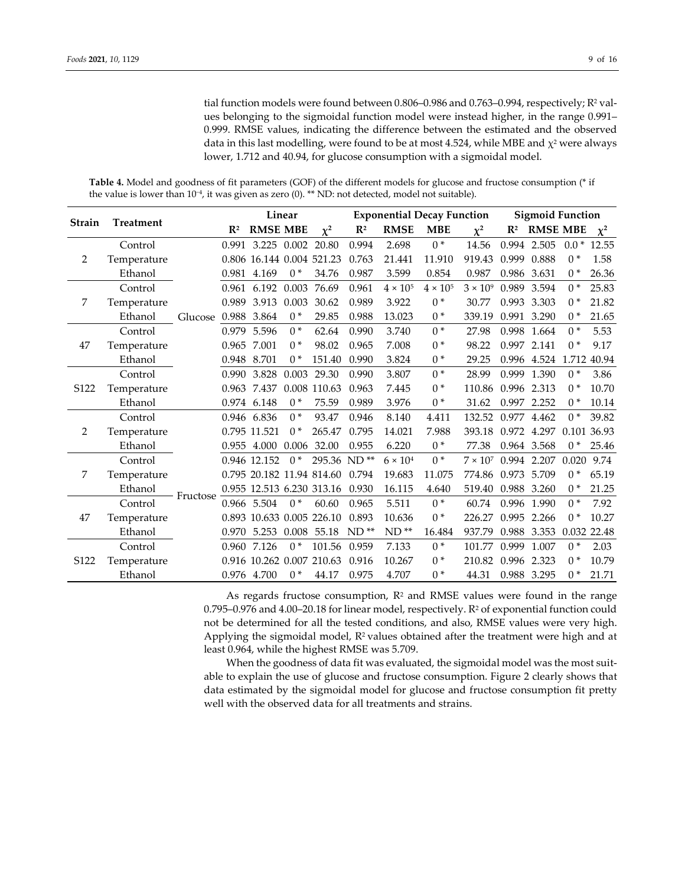tial function models were found between 0.806–0.986 and 0.763–0.994, respectively; $R^2$ values belonging to the sigmoidal function model were instead higher, in the range 0.991–0.999. RMSE values, indicating the difference between the estimated and the observed data in this last modelling, were found to be at most 4.524, while MBE and $\chi^2$ were always lower, 1.712 and 40.94, for glucose consumption with a sigmoidal model.

**Table 4.** Model and goodness of fit parameters (GOF) of the different models for glucose and fructose consumption (* if the value is lower than $10^{-4}$, it was given as zero (0). ** ND: not detected, model not suitable).

| Strain | Treatment | | Linear | | | | Exponential Decay Function | | | | Sigmoid Function | | | |
|---|---|---|---|---|---|---|---|---|---|---|---|---|---|---|
| | | | $R^2$ | RMSE | MBE | $\chi^2$ | $R^2$ | RMSE | MBE | $\chi^2$ | $R^2$ | RMSE | MBE | $\chi^2$ |
| 2 | Control | Glucose | 0.991 | 3.225 | 0.002 | 20.80 | 0.994 | 2.698 | 0 * | 14.56 | 0.994 | 2.505 | 0.0 * | 12.55 |
| | Temperature | | 0.806 | 16.144 | 0.004 | 521.23 | 0.763 | 21.441 | 11.910 | 919.43 | 0.999 | 0.888 | 0 * | 1.58 |
| | Ethanol | | 0.981 | 4.169 | 0 * | 34.76 | 0.987 | 3.599 | 0.854 | 0.987 | 0.986 | 3.631 | 0 * | 26.36 |
| 7 | Control | | 0.961 | 6.192 | 0.003 | 76.69 | 0.961 | $4 \times 10^5$ | $4 \times 10^5$ | $3 \times 10^9$ | 0.989 | 3.594 | 0 * | 25.83 |
| | Temperature | | 0.989 | 3.913 | 0.003 | 30.62 | 0.989 | 3.922 | 0 * | 30.77 | 0.993 | 3.303 | 0 * | 21.82 |
| | Ethanol | | 0.988 | 3.864 | 0 * | 29.85 | 0.988 | 13.023 | 0 * | 339.19 | 0.991 | 3.290 | 0 * | 21.65 |
| 47 | Control | | 0.979 | 5.596 | 0 * | 62.64 | 0.990 | 3.740 | 0 * | 27.98 | 0.998 | 1.664 | 0 * | 5.53 |
| | Temperature | | 0.965 | 7.001 | 0 * | 98.02 | 0.965 | 7.008 | 0 * | 98.22 | 0.997 | 2.141 | 0 * | 9.17 |
| | Ethanol | | 0.948 | 8.701 | 0 * | 151.40 | 0.990 | 3.824 | 0 * | 29.25 | 0.996 | 4.524 | 1.712 | 40.94 |
| S122 | Control | | 0.990 | 3.828 | 0.003 | 29.30 | 0.990 | 3.807 | 0 * | 28.99 | 0.999 | 1.390 | 0 * | 3.86 |
| | Temperature | | 0.963 | 7.437 | 0.008 | 110.63 | 0.963 | 7.445 | 0 * | 110.86 | 0.996 | 2.313 | 0 * | 10.70 |
| | Ethanol | | 0.974 | 6.148 | 0 * | 75.59 | 0.989 | 3.976 | 0 * | 31.62 | 0.997 | 2.252 | 0 * | 10.14 |
| 2 | Control | Fructose | 0.946 | 6.836 | 0 * | 93.47 | 0.946 | 8.140 | 4.411 | 132.52 | 0.977 | 4.462 | 0 * | 39.82 |
| | Temperature | | 0.795 | 11.521 | 0 * | 265.47 | 0.795 | 14.021 | 7.988 | 393.18 | 0.972 | 4.297 | 0.101 | 36.93 |
| | Ethanol | | 0.955 | 4.000 | 0.006 | 32.00 | 0.955 | 6.220 | 0 * | 77.38 | 0.964 | 3.568 | 0 * | 25.46 |
| 7 | Control | | 0.946 | 12.152 | 0 * | 295.36 | ND ** | $6 \times 10^4$ | 0 * | $7 \times 10^7$ | 0.994 | 2.207 | 0.020 | 9.74 |
| | Temperature | | 0.795 | 20.182 | 11.94 | 814.60 | 0.794 | 19.683 | 11.075 | 774.86 | 0.973 | 5.709 | 0 * | 65.19 |
| | Ethanol | | 0.955 | 12.513 | 6.230 | 313.16 | 0.930 | 16.115 | 4.640 | 519.40 | 0.988 | 3.260 | 0 * | 21.25 |
| 47 | Control | | 0.966 | 5.504 | 0 * | 60.60 | 0.965 | 5.511 | 0 * | 60.74 | 0.996 | 1.990 | 0 * | 7.92 |
| | Temperature | | 0.893 | 10.633 | 0.005 | 226.10 | 0.893 | 10.636 | 0 * | 226.27 | 0.995 | 2.266 | 0 * | 10.27 |
| | Ethanol | | 0.970 | 5.253 | 0.008 | 55.18 | ND ** | ND ** | 16.484 | 937.79 | 0.988 | 3.353 | 0.032 | 22.48 |
| S122 | Control | | 0.960 | 7.126 | 0 * | 101.56 | 0.959 | 7.133 | 0 * | 101.77 | 0.999 | 1.007 | 0 * | 2.03 |
| | Temperature | | 0.916 | 10.262 | 0.007 | 210.63 | 0.916 | 10.267 | 0 * | 210.82 | 0.996 | 2.323 | 0 * | 10.79 |
| | Ethanol | | 0.976 | 4.700 | 0 * | 44.17 | 0.975 | 4.707 | 0 * | 44.31 | 0.988 | 3.295 | 0 * | 21.71 |

As regards fructose consumption, $R^2$ and RMSE values were found in the range 0.795–0.976 and 4.00–20.18 for linear model, respectively. $R^2$ of exponential function could not be determined for all the tested conditions, and also, RMSE values were very high. Applying the sigmoidal model, $R^2$ values obtained after the treatment were high and at least 0.964, while the highest RMSE was 5.709.

When the goodness of data fit was evaluated, the sigmoidal model was the most suitable to explain the use of glucose and fructose consumption. Figure 2 clearly shows that data estimated by the sigmoidal model for glucose and fructose consumption fit pretty well with the observed data for all treatments and strains.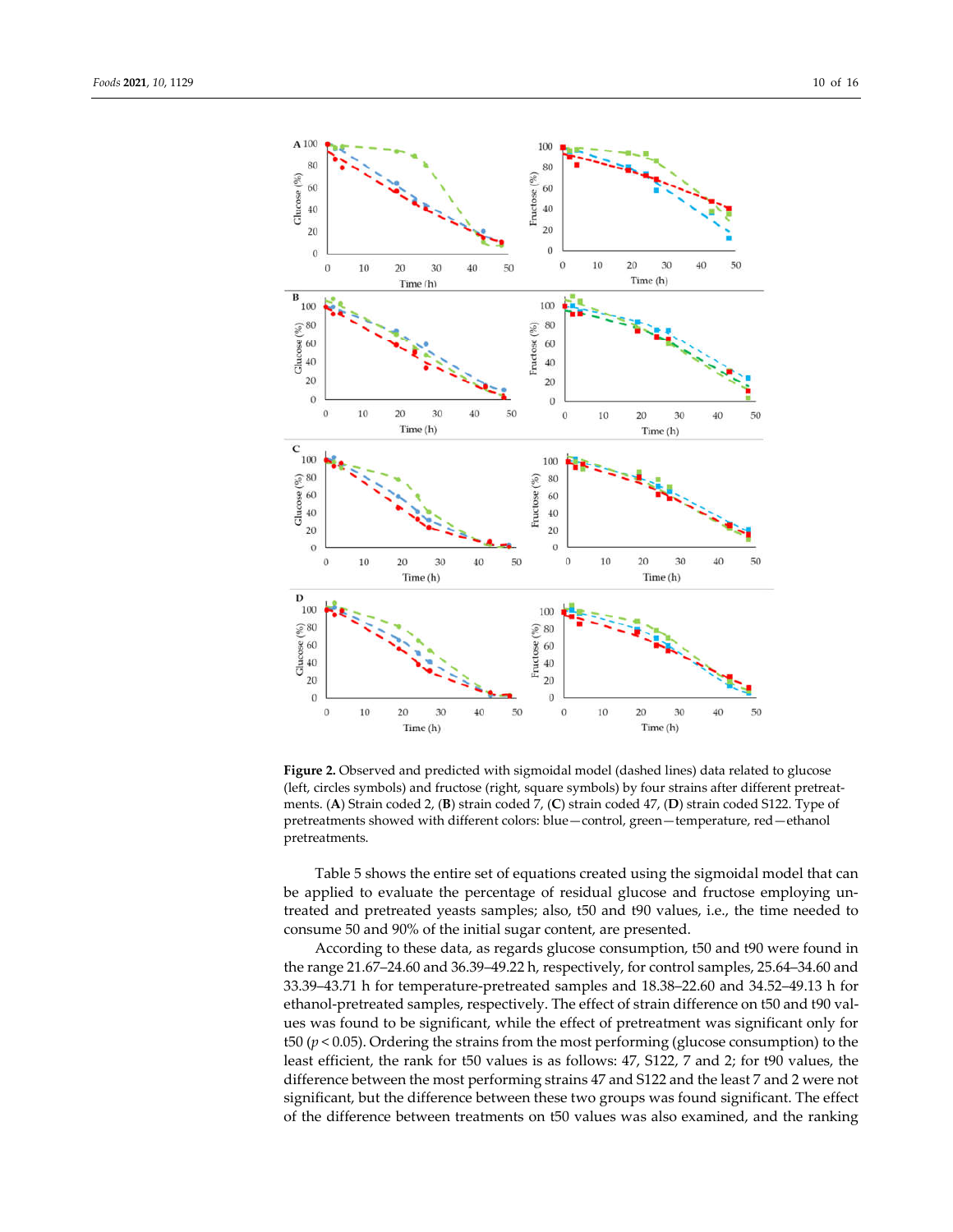**Figure 2.** Observed and predicted with sigmoidal model (dashed lines) data related to glucose (left, circles symbols) and fructose (right, square symbols) by four strains after different pretreatments. (**A**) Strain coded 2, (**B**) strain coded 7, (**C**) strain coded 47, (**D**) strain coded S122. Type of pretreatments showed with different colors: blue—control, green—temperature, red—ethanol pretreatments.

Table 5 shows the entire set of equations created using the sigmoidal model that can be applied to evaluate the percentage of residual glucose and fructose employing untreated and pretreated yeasts samples; also, t50 and t90 values, i.e., the time needed to consume 50 and 90% of the initial sugar content, are presented.

According to these data, as regards glucose consumption, t50 and t90 were found in the range 21.67–24.60 and 36.39–49.22 h, respectively, for control samples, 25.64–34.60 and 33.39–43.71 h for temperature-pretreated samples and 18.38–22.60 and 34.52–49.13 h for ethanol-pretreated samples, respectively. The effect of strain difference on t50 and t90 values was found to be significant, while the effect of pretreatment was significant only for t50 ($p < 0.05$). Ordering the strains from the most performing (glucose consumption) to the least efficient, the rank for t50 values is as follows: 47, S122, 7 and 2; for t90 values, the difference between the most performing strains 47 and S122 and the least 7 and 2 were not significant, but the difference between these two groups was found significant. The effect of the difference between treatments on t50 values was also examined, and the ranking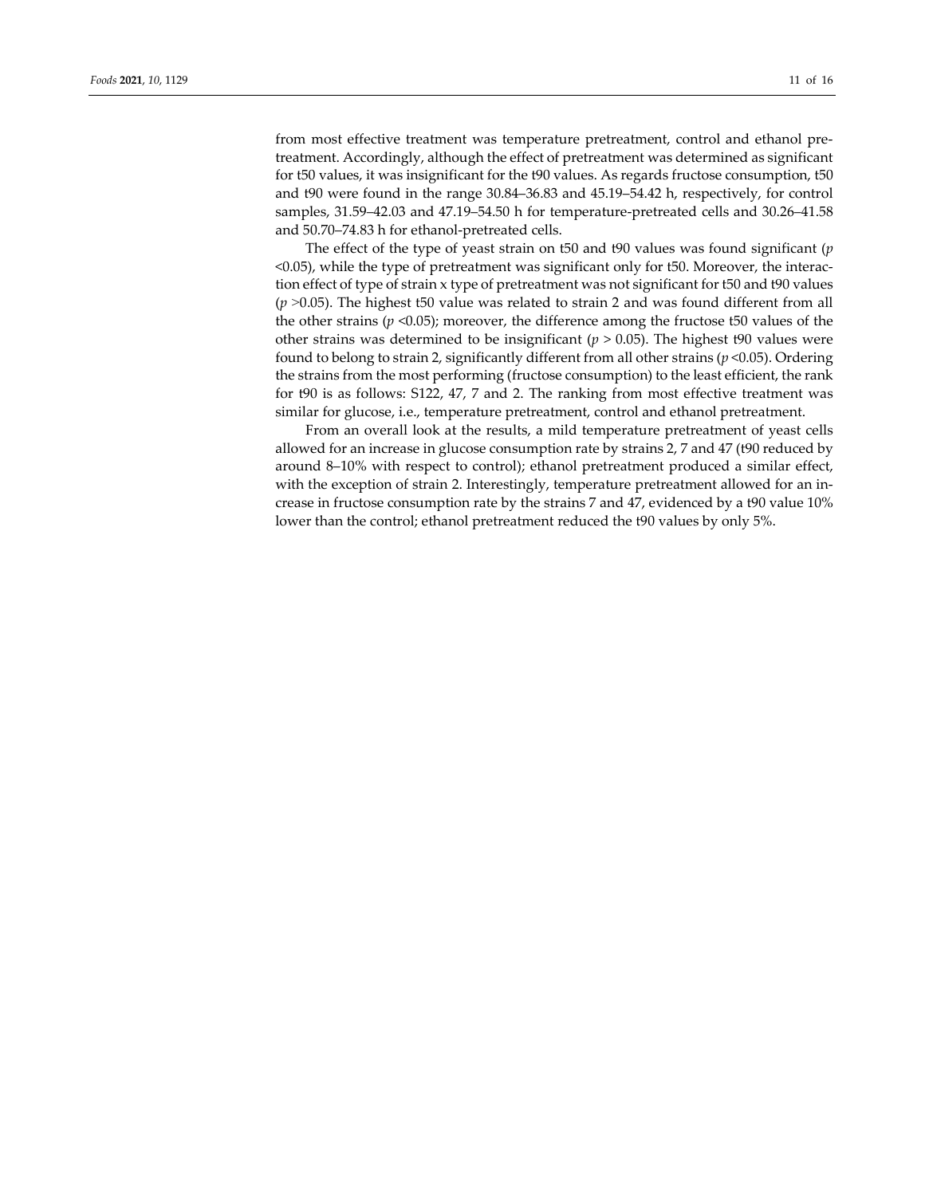from most effective treatment was temperature pretreatment, control and ethanol pretreatment. Accordingly, although the effect of pretreatment was determined as significant for t50 values, it was insignificant for the t90 values. As regards fructose consumption, t50 and t90 were found in the range 30.84–36.83 and 45.19–54.42 h, respectively, for control samples, 31.59–42.03 and 47.19–54.50 h for temperature-pretreated cells and 30.26–41.58 and 50.70–74.83 h for ethanol-pretreated cells.

The effect of the type of yeast strain on t50 and t90 values was found significant ($p < 0.05$), while the type of pretreatment was significant only for t50. Moreover, the interaction effect of type of strain x type of pretreatment was not significant for t50 and t90 values ($p > 0.05$). The highest t50 value was related to strain 2 and was found different from all the other strains ($p < 0.05$); moreover, the difference among the fructose t50 values of the other strains was determined to be insignificant ($p > 0.05$). The highest t90 values were found to belong to strain 2, significantly different from all other strains ($p < 0.05$). Ordering the strains from the most performing (fructose consumption) to the least efficient, the rank for t90 is as follows: S122, 47, 7 and 2. The ranking from most effective treatment was similar for glucose, i.e., temperature pretreatment, control and ethanol pretreatment.

From an overall look at the results, a mild temperature pretreatment of yeast cells allowed for an increase in glucose consumption rate by strains 2, 7 and 47 (t90 reduced by around 8–10% with respect to control); ethanol pretreatment produced a similar effect, with the exception of strain 2. Interestingly, temperature pretreatment allowed for an increase in fructose consumption rate by the strains 7 and 47, evidenced by a t90 value 10% lower than the control; ethanol pretreatment reduced the t90 values by only 5%.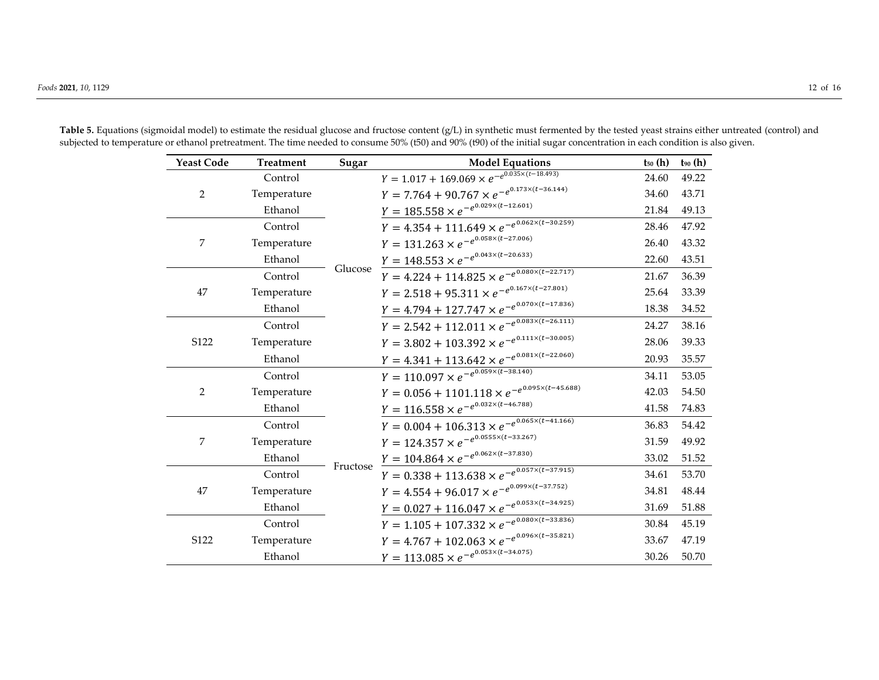**Table 5.** Equations (sigmoidal model) to estimate the residual glucose and fructose content (g/L) in synthetic must fermented by the tested yeast strains either untreated (control) and subjected to temperature or ethanol pretreatment. The time needed to consume 50% (t50) and 90% (t90) of the initial sugar concentration in each condition is also given.

| Yeast Code | Treatment | Sugar | Model Equations | $t_{50}$ (h) | $t_{90}$ (h) |
|---|---|---|---|---|---|
| 2 | Control | Glucose | $Y = 1.017 + 169.069 \times e^{-e^{0.035\times(t-18.493)}}$ | 24.60 | 49.22 |
| | Temperature | | $Y = 7.764 + 90.767 \times e^{-e^{0.173\times(t-36.144)}}$ | 34.60 | 43.71 |
| | Ethanol | | $Y = 185.558 \times e^{-e^{0.029\times(t-12.601)}}$ | 21.84 | 49.13 |
| 7 | Control | | $Y = 4.354 + 111.649 \times e^{-e^{0.062\times(t-30.259)}}$ | 28.46 | 47.92 |
| | Temperature | | $Y = 131.263 \times e^{-e^{0.058\times(t-27.006)}}$ | 26.40 | 43.32 |
| | Ethanol | | $Y = 148.553 \times e^{-e^{0.043\times(t-20.633)}}$ | 22.60 | 43.51 |
| 47 | Control | | $Y = 4.224 + 114.825 \times e^{-e^{0.080\times(t-22.717)}}$ | 21.67 | 36.39 |
| | Temperature | | $Y = 2.518 + 95.311 \times e^{-e^{0.167\times(t-27.801)}}$ | 25.64 | 33.39 |
| | Ethanol | | $Y = 4.794 + 127.747 \times e^{-e^{0.070\times(t-17.836)}}$ | 18.38 | 34.52 |
| S122 | Control | | $Y = 2.542 + 112.011 \times e^{-e^{0.083\times(t-26.111)}}$ | 24.27 | 38.16 |
| | Temperature | | $Y = 3.802 + 103.392 \times e^{-e^{0.111\times(t-30.005)}}$ | 28.06 | 39.33 |
| | Ethanol | | $Y = 4.341 + 113.642 \times e^{-e^{0.081\times(t-22.060)}}$ | 20.93 | 35.57 |
| 2 | Control | Fructose | $Y = 110.097 \times e^{-e^{0.059\times(t-38.140)}}$ | 34.11 | 53.05 |
| | Temperature | | $Y = 0.056 + 1101.118 \times e^{-e^{0.095\times(t-45.688)}}$ | 42.03 | 54.50 |
| | Ethanol | | $Y = 116.558 \times e^{-e^{0.032\times(t-46.788)}}$ | 41.58 | 74.83 |
| 7 | Control | | $Y = 0.004 + 106.313 \times e^{-e^{0.065\times(t-41.166)}}$ | 36.83 | 54.42 |
| | Temperature | | $Y = 124.357 \times e^{-e^{0.0555\times(t-33.267)}}$ | 31.59 | 49.92 |
| | Ethanol | | $Y = 104.864 \times e^{-e^{0.062\times(t-37.830)}}$ | 33.02 | 51.52 |
| 47 | Control | | $Y = 0.338 + 113.638 \times e^{-e^{0.057\times(t-37.915)}}$ | 34.61 | 53.70 |
| | Temperature | | $Y = 4.554 + 96.017 \times e^{-e^{0.099\times(t-37.752)}}$ | 34.81 | 48.44 |
| | Ethanol | | $Y = 0.027 + 116.047 \times e^{-e^{0.053\times(t-34.925)}}$ | 31.69 | 51.88 |
| S122 | Control | | $Y = 1.105 + 107.332 \times e^{-e^{0.080\times(t-33.836)}}$ | 30.84 | 45.19 |
| | Temperature | | $Y = 4.767 + 102.063 \times e^{-e^{0.096\times(t-35.821)}}$ | 33.67 | 47.19 |
| | Ethanol | | $Y = 113.085 \times e^{-e^{0.053\times(t-34.075)}}$ | 30.26 | 50.70 |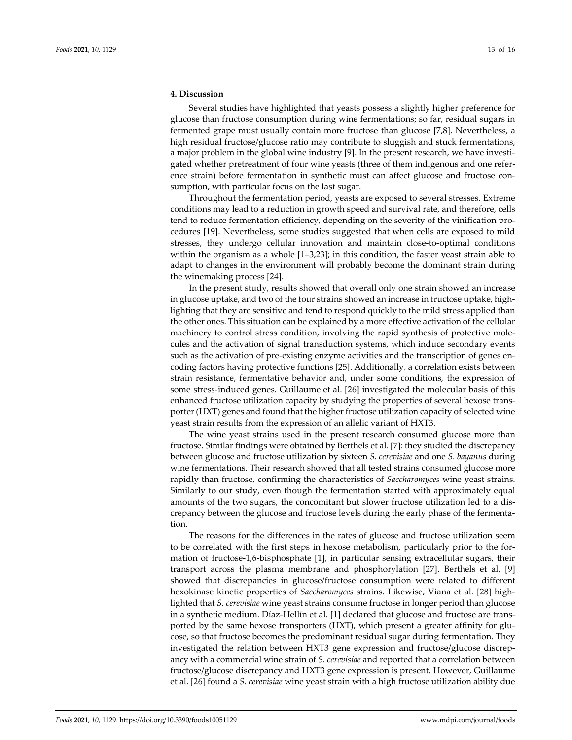## 4. Discussion

Several studies have highlighted that yeasts possess a slightly higher preference for glucose than fructose consumption during wine fermentations; so far, residual sugars in fermented grape must usually contain more fructose than glucose [7,8]. Nevertheless, a high residual fructose/glucose ratio may contribute to sluggish and stuck fermentations, a major problem in the global wine industry [9]. In the present research, we have investigated whether pretreatment of four wine yeasts (three of them indigenous and one reference strain) before fermentation in synthetic must can affect glucose and fructose consumption, with particular focus on the last sugar.

Throughout the fermentation period, yeasts are exposed to several stresses. Extreme conditions may lead to a reduction in growth speed and survival rate, and therefore, cells tend to reduce fermentation efficiency, depending on the severity of the vinification procedures [19]. Nevertheless, some studies suggested that when cells are exposed to mild stresses, they undergo cellular innovation and maintain close-to-optimal conditions within the organism as a whole [1–3,23]; in this condition, the faster yeast strain able to adapt to changes in the environment will probably become the dominant strain during the winemaking process [24].

In the present study, results showed that overall only one strain showed an increase in glucose uptake, and two of the four strains showed an increase in fructose uptake, highlighting that they are sensitive and tend to respond quickly to the mild stress applied than the other ones. This situation can be explained by a more effective activation of the cellular machinery to control stress condition, involving the rapid synthesis of protective molecules and the activation of signal transduction systems, which induce secondary events such as the activation of pre-existing enzyme activities and the transcription of genes encoding factors having protective functions [25]. Additionally, a correlation exists between strain resistance, fermentative behavior and, under some conditions, the expression of some stress-induced genes. Guillaume et al. [26] investigated the molecular basis of this enhanced fructose utilization capacity by studying the properties of several hexose transporter (HXT) genes and found that the higher fructose utilization capacity of selected wine yeast strain results from the expression of an allelic variant of HXT3.

The wine yeast strains used in the present research consumed glucose more than fructose. Similar findings were obtained by Berthels et al. [7]: they studied the discrepancy between glucose and fructose utilization by sixteen *S. cerevisiae* and one *S. bayanus* during wine fermentations. Their research showed that all tested strains consumed glucose more rapidly than fructose, confirming the characteristics of *Saccharomyces* wine yeast strains. Similarly to our study, even though the fermentation started with approximately equal amounts of the two sugars, the concomitant but slower fructose utilization led to a discrepancy between the glucose and fructose levels during the early phase of the fermentation.

The reasons for the differences in the rates of glucose and fructose utilization seem to be correlated with the first steps in hexose metabolism, particularly prior to the formation of fructose-1,6-bisphosphate [1], in particular sensing extracellular sugars, their transport across the plasma membrane and phosphorylation [27]. Berthels et al. [9] showed that discrepancies in glucose/fructose consumption were related to different hexokinase kinetic properties of *Saccharomyces* strains. Likewise, Viana et al. [28] highlighted that *S. cerevisiae* wine yeast strains consume fructose in longer period than glucose in a synthetic medium. Díaz-Hellín et al. [1] declared that glucose and fructose are transported by the same hexose transporters (HXT), which present a greater affinity for glucose, so that fructose becomes the predominant residual sugar during fermentation. They investigated the relation between HXT3 gene expression and fructose/glucose discrepancy with a commercial wine strain of *S. cerevisiae* and reported that a correlation between fructose/glucose discrepancy and HXT3 gene expression is present. However, Guillaume et al. [26] found a *S. cerevisiae* wine yeast strain with a high fructose utilization ability due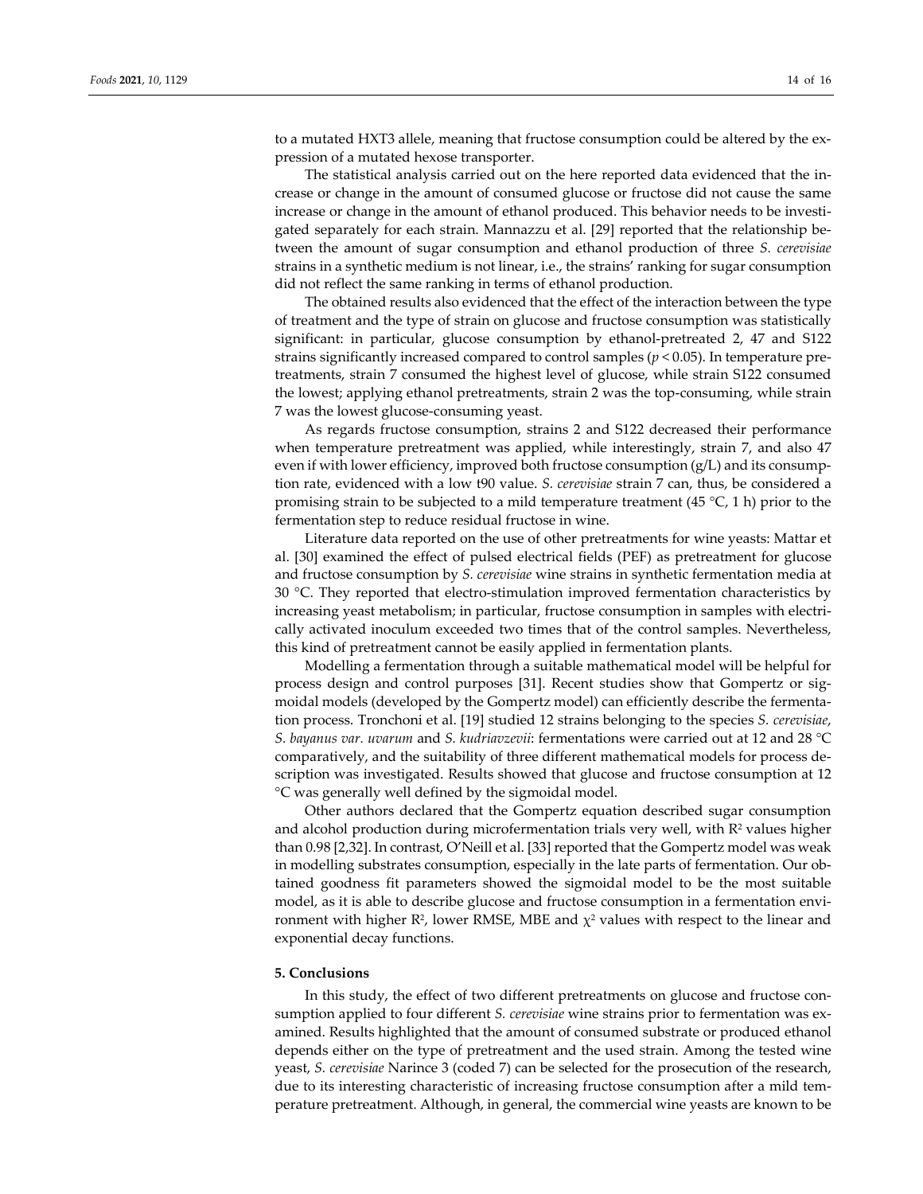to a mutated HXT3 allele, meaning that fructose consumption could be altered by the expression of a mutated hexose transporter.

The statistical analysis carried out on the here reported data evidenced that the increase or change in the amount of consumed glucose or fructose did not cause the same increase or change in the amount of ethanol produced. This behavior needs to be investigated separately for each strain. Mannazzu et al. [29] reported that the relationship between the amount of sugar consumption and ethanol production of three *S. cerevisiae* strains in a synthetic medium is not linear, i.e., the strains' ranking for sugar consumption did not reflect the same ranking in terms of ethanol production.

The obtained results also evidenced that the effect of the interaction between the type of treatment and the type of strain on glucose and fructose consumption was statistically significant: in particular, glucose consumption by ethanol-pretreated 2, 47 and S122 strains significantly increased compared to control samples ($p < 0.05$). In temperature pretreatments, strain 7 consumed the highest level of glucose, while strain S122 consumed the lowest; applying ethanol pretreatments, strain 2 was the top-consuming, while strain 7 was the lowest glucose-consuming yeast.

As regards fructose consumption, strains 2 and S122 decreased their performance when temperature pretreatment was applied, while interestingly, strain 7, and also 47 even if with lower efficiency, improved both fructose consumption (g/L) and its consumption rate, evidenced with a low t90 value. *S. cerevisiae* strain 7 can, thus, be considered a promising strain to be subjected to a mild temperature treatment (45 °C, 1 h) prior to the fermentation step to reduce residual fructose in wine.

Literature data reported on the use of other pretreatments for wine yeasts: Mattar et al. [30] examined the effect of pulsed electrical fields (PEF) as pretreatment for glucose and fructose consumption by *S. cerevisiae* wine strains in synthetic fermentation media at 30 °C. They reported that electro-stimulation improved fermentation characteristics by increasing yeast metabolism; in particular, fructose consumption in samples with electrically activated inoculum exceeded two times that of the control samples. Nevertheless, this kind of pretreatment cannot be easily applied in fermentation plants.

Modelling a fermentation through a suitable mathematical model will be helpful for process design and control purposes [31]. Recent studies show that Gompertz or sigmoidal models (developed by the Gompertz model) can efficiently describe the fermentation process. Tronchoni et al. [19] studied 12 strains belonging to the species *S. cerevisiae*, *S. bayanus var. uvarum* and *S. kudriavzevii*: fermentations were carried out at 12 and 28 °C comparatively, and the suitability of three different mathematical models for process description was investigated. Results showed that glucose and fructose consumption at 12 °C was generally well defined by the sigmoidal model.

Other authors declared that the Gompertz equation described sugar consumption and alcohol production during microfermentation trials very well, with $R^2$ values higher than 0.98 [2,32]. In contrast, O'Neill et al. [33] reported that the Gompertz model was weak in modelling substrates consumption, especially in the late parts of fermentation. Our obtained goodness fit parameters showed the sigmoidal model to be the most suitable model, as it is able to describe glucose and fructose consumption in a fermentation environment with higher $R^2$, lower RMSE, MBE and $\chi^2$ values with respect to the linear and exponential decay functions.

## 5. Conclusions

In this study, the effect of two different pretreatments on glucose and fructose consumption applied to four different *S. cerevisiae* wine strains prior to fermentation was examined. Results highlighted that the amount of consumed substrate or produced ethanol depends either on the type of pretreatment and the used strain. Among the tested wine yeast, *S. cerevisiae* Narince 3 (coded 7) can be selected for the prosecution of the research, due to its interesting characteristic of increasing fructose consumption after a mild temperature pretreatment. Although, in general, the commercial wine yeasts are known to be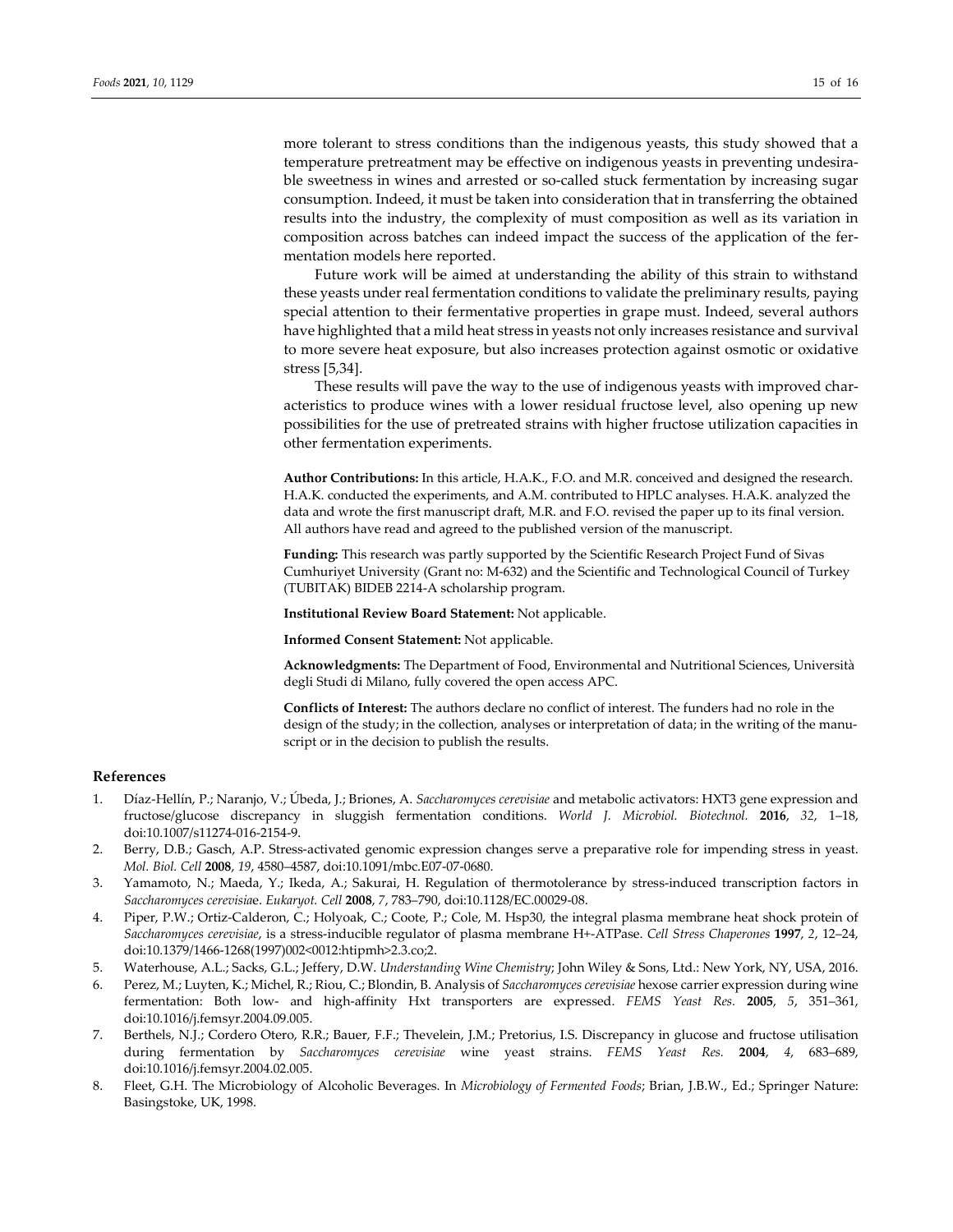more tolerant to stress conditions than the indigenous yeasts, this study showed that a temperature pretreatment may be effective on indigenous yeasts in preventing undesirable sweetness in wines and arrested or so-called stuck fermentation by increasing sugar consumption. Indeed, it must be taken into consideration that in transferring the obtained results into the industry, the complexity of must composition as well as its variation in composition across batches can indeed impact the success of the application of the fermentation models here reported.

Future work will be aimed at understanding the ability of this strain to withstand these yeasts under real fermentation conditions to validate the preliminary results, paying special attention to their fermentative properties in grape must. Indeed, several authors have highlighted that a mild heat stress in yeasts not only increases resistance and survival to more severe heat exposure, but also increases protection against osmotic or oxidative stress [5,34].

These results will pave the way to the use of indigenous yeasts with improved characteristics to produce wines with a lower residual fructose level, also opening up new possibilities for the use of pretreated strains with higher fructose utilization capacities in other fermentation experiments.

**Author Contributions:** In this article, H.A.K., F.O. and M.R. conceived and designed the research. H.A.K. conducted the experiments, and A.M. contributed to HPLC analyses. H.A.K. analyzed the data and wrote the first manuscript draft, M.R. and F.O. revised the paper up to its final version. All authors have read and agreed to the published version of the manuscript.

**Funding:** This research was partly supported by the Scientific Research Project Fund of Sivas Cumhuriyet University (Grant no: M-632) and the Scientific and Technological Council of Turkey (TUBITAK) BIDEB 2214-A scholarship program.

**Institutional Review Board Statement:** Not applicable.

**Informed Consent Statement:** Not applicable.

**Acknowledgments:** The Department of Food, Environmental and Nutritional Sciences, Università degli Studi di Milano, fully covered the open access APC.

**Conflicts of Interest:** The authors declare no conflict of interest. The funders had no role in the design of the study; in the collection, analyses or interpretation of data; in the writing of the manuscript or in the decision to publish the results.

## References

1. Díaz-Hellín, P.; Naranjo, V.; Úbeda, J.; Briones, A. *Saccharomyces cerevisiae* and metabolic activators: HXT3 gene expression and fructose/glucose discrepancy in sluggish fermentation conditions. *World J. Microbiol. Biotechnol.* **2016**, *32*, 1–18, doi:10.1007/s11274-016-2154-9.
2. Berry, D.B.; Gasch, A.P. Stress-activated genomic expression changes serve a preparative role for impending stress in yeast. *Mol. Biol. Cell* **2008**, *19*, 4580–4587, doi:10.1091/mbc.E07-07-0680.
3. Yamamoto, N.; Maeda, Y.; Ikeda, A.; Sakurai, H. Regulation of thermotolerance by stress-induced transcription factors in *Saccharomyces cerevisiae*. *Eukaryot. Cell* **2008**, *7*, 783–790, doi:10.1128/EC.00029-08.
4. Piper, P.W.; Ortiz-Calderon, C.; Holyoak, C.; Coote, P.; Cole, M. Hsp30, the integral plasma membrane heat shock protein of *Saccharomyces cerevisiae*, is a stress-inducible regulator of plasma membrane H+-ATPase. *Cell Stress Chaperones* **1997**, *2*, 12–24, doi:10.1379/1466-1268(1997)002<0012:htipmh>2.3.co;2.
5. Waterhouse, A.L.; Sacks, G.L.; Jeffery, D.W. *Understanding Wine Chemistry*; John Wiley & Sons, Ltd.: New York, NY, USA, 2016.
6. Perez, M.; Luyten, K.; Michel, R.; Riou, C.; Blondin, B. Analysis of *Saccharomyces cerevisiae* hexose carrier expression during wine fermentation: Both low- and high-affinity Hxt transporters are expressed. *FEMS Yeast Res.* **2005**, *5*, 351–361, doi:10.1016/j.femsyr.2004.09.005.
7. Berthels, N.J.; Cordero Otero, R.R.; Bauer, F.F.; Thevelein, J.M.; Pretorius, I.S. Discrepancy in glucose and fructose utilisation during fermentation by *Saccharomyces cerevisiae* wine yeast strains. *FEMS Yeast Res.* **2004**, *4*, 683–689, doi:10.1016/j.femsyr.2004.02.005.
8. Fleet, G.H. The Microbiology of Alcoholic Beverages. In *Microbiology of Fermented Foods*; Brian, J.B.W., Ed.; Springer Nature: Basingstoke, UK, 1998.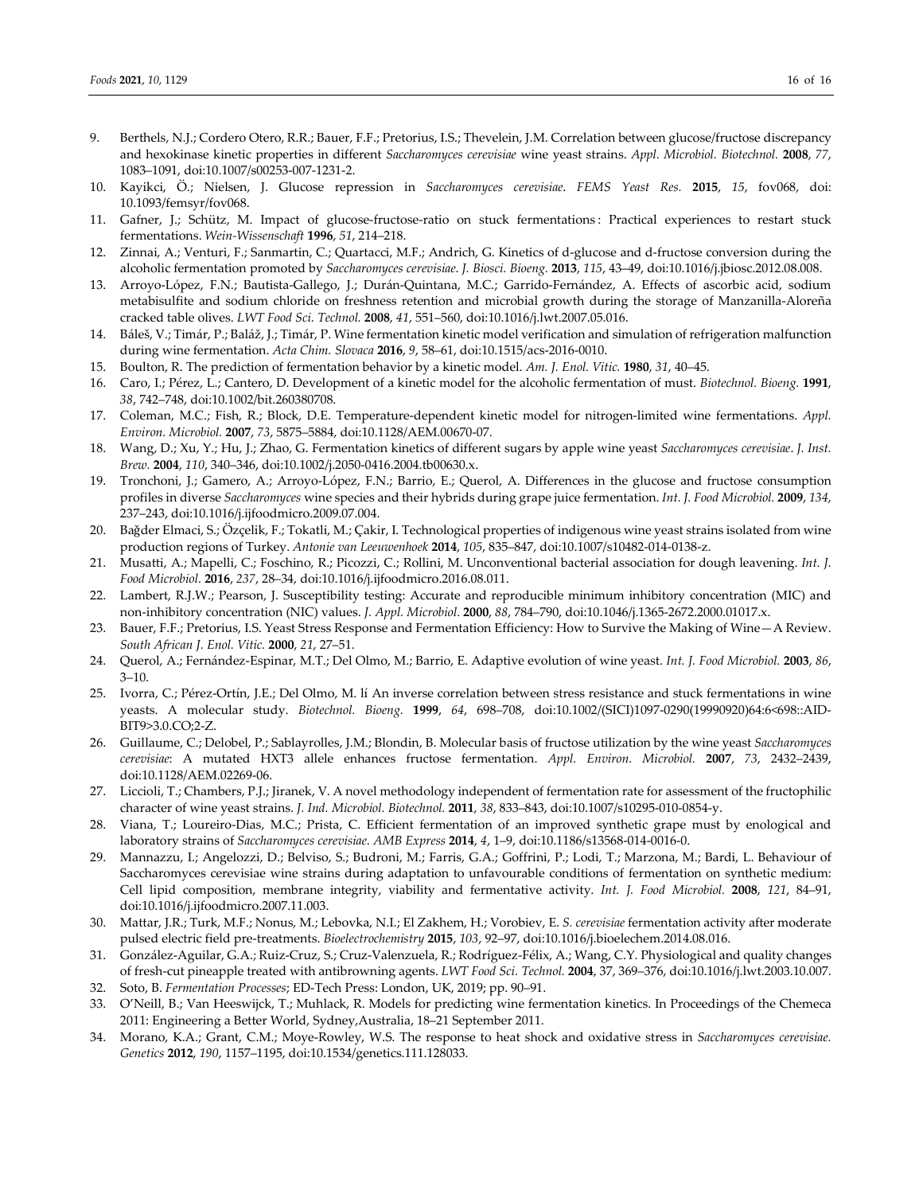9. Berthels, N.J.; Cordero Otero, R.R.; Bauer, F.F.; Pretorius, I.S.; Thevelein, J.M. Correlation between glucose/fructose discrepancy and hexokinase kinetic properties in different *Saccharomyces cerevisiae* wine yeast strains. *Appl. Microbiol. Biotechnol.* **2008**, *77*, 1083–1091, doi:10.1007/s00253-007-1231-2.
10. Kayikci, Ö.; Nielsen, J. Glucose repression in *Saccharomyces cerevisiae*. *FEMS Yeast Res.* **2015**, *15*, fov068, doi: 10.1093/femsyr/fov068.
11. Gafner, J.; Schütz, M. Impact of glucose-fructose-ratio on stuck fermentations : Practical experiences to restart stuck fermentations. *Wein-Wissenschaft* **1996**, *51*, 214–218.
12. Zinnai, A.; Venturi, F.; Sanmartin, C.; Quartacci, M.F.; Andrich, G. Kinetics of d-glucose and d-fructose conversion during the alcoholic fermentation promoted by *Saccharomyces cerevisiae*. *J. Biosci. Bioeng.* **2013**, *115*, 43–49, doi:10.1016/j.jbiosc.2012.08.008.
13. Arroyo-López, F.N.; Bautista-Gallego, J.; Durán-Quintana, M.C.; Garrido-Fernández, A. Effects of ascorbic acid, sodium metabisulfite and sodium chloride on freshness retention and microbial growth during the storage of Manzanilla-Aloreña cracked table olives. *LWT Food Sci. Technol.* **2008**, *41*, 551–560, doi:10.1016/j.lwt.2007.05.016.
14. Báleš, V.; Timár, P.; Baláž, J.; Timár, P. Wine fermentation kinetic model verification and simulation of refrigeration malfunction during wine fermentation. *Acta Chim. Slovaca* **2016**, *9*, 58–61, doi:10.1515/acs-2016-0010.
15. Boulton, R. The prediction of fermentation behavior by a kinetic model. *Am. J. Enol. Vitic.* **1980**, *31*, 40–45.
16. Caro, I.; Pérez, L.; Cantero, D. Development of a kinetic model for the alcoholic fermentation of must. *Biotechnol. Bioeng.* **1991**, *38*, 742–748, doi:10.1002/bit.260380708.
17. Coleman, M.C.; Fish, R.; Block, D.E. Temperature-dependent kinetic model for nitrogen-limited wine fermentations. *Appl. Environ. Microbiol.* **2007**, *73*, 5875–5884, doi:10.1128/AEM.00670-07.
18. Wang, D.; Xu, Y.; Hu, J.; Zhao, G. Fermentation kinetics of different sugars by apple wine yeast *Saccharomyces cerevisiae*. *J. Inst. Brew.* **2004**, *110*, 340–346, doi:10.1002/j.2050-0416.2004.tb00630.x.
19. Tronchoni, J.; Gamero, A.; Arroyo-López, F.N.; Barrio, E.; Querol, A. Differences in the glucose and fructose consumption profiles in diverse *Saccharomyces* wine species and their hybrids during grape juice fermentation. *Int. J. Food Microbiol.* **2009**, *134*, 237–243, doi:10.1016/j.ijfoodmicro.2009.07.004.
20. Bağder Elmaci, S.; Özçelik, F.; Tokatli, M.; Çakir, I. Technological properties of indigenous wine yeast strains isolated from wine production regions of Turkey. *Antonie van Leeuwenhoek* **2014**, *105*, 835–847, doi:10.1007/s10482-014-0138-z.
21. Musatti, A.; Mapelli, C.; Foschino, R.; Picozzi, C.; Rollini, M. Unconventional bacterial association for dough leavening. *Int. J. Food Microbiol.* **2016**, *237*, 28–34, doi:10.1016/j.ijfoodmicro.2016.08.011.
22. Lambert, R.J.W.; Pearson, J. Susceptibility testing: Accurate and reproducible minimum inhibitory concentration (MIC) and non-inhibitory concentration (NIC) values. *J. Appl. Microbiol.* **2000**, *88*, 784–790, doi:10.1046/j.1365-2672.2000.01017.x.
23. Bauer, F.F.; Pretorius, I.S. Yeast Stress Response and Fermentation Efficiency: How to Survive the Making of Wine—A Review. *South African J. Enol. Vitic.* **2000**, *21*, 27–51.
24. Querol, A.; Fernández-Espinar, M.T.; Del Olmo, M.; Barrio, E. Adaptive evolution of wine yeast. *Int. J. Food Microbiol.* **2003**, *86*, 3–10.
25. Ivorra, C.; Pérez-Ortín, J.E.; Del Olmo, M. lí An inverse correlation between stress resistance and stuck fermentations in wine yeasts. A molecular study. *Biotechnol. Bioeng.* **1999**, *64*, 698–708, doi:10.1002/(SICI)1097-0290(19990920)64:6<698::AID-BIT9>3.0.CO;2-Z.
26. Guillaume, C.; Delobel, P.; Sablayrolles, J.M.; Blondin, B. Molecular basis of fructose utilization by the wine yeast *Saccharomyces cerevisiae*: A mutated HXT3 allele enhances fructose fermentation. *Appl. Environ. Microbiol.* **2007**, *73*, 2432–2439, doi:10.1128/AEM.02269-06.
27. Liccioli, T.; Chambers, P.J.; Jiranek, V. A novel methodology independent of fermentation rate for assessment of the fructophilic character of wine yeast strains. *J. Ind. Microbiol. Biotechnol.* **2011**, *38*, 833–843, doi:10.1007/s10295-010-0854-y.
28. Viana, T.; Loureiro-Dias, M.C.; Prista, C. Efficient fermentation of an improved synthetic grape must by enological and laboratory strains of *Saccharomyces cerevisiae*. *AMB Express* **2014**, *4*, 1–9, doi:10.1186/s13568-014-0016-0.
29. Mannazzu, I.; Angelozzi, D.; Belviso, S.; Budroni, M.; Farris, G.A.; Goffrini, P.; Lodi, T.; Marzona, M.; Bardi, L. Behaviour of Saccharomyces cerevisiae wine strains during adaptation to unfavourable conditions of fermentation on synthetic medium: Cell lipid composition, membrane integrity, viability and fermentative activity. *Int. J. Food Microbiol.* **2008**, *121*, 84–91, doi:10.1016/j.ijfoodmicro.2007.11.003.
30. Mattar, J.R.; Turk, M.F.; Nonus, M.; Lebovka, N.I.; El Zakhem, H.; Vorobiev, E. *S. cerevisiae* fermentation activity after moderate pulsed electric field pre-treatments. *Bioelectrochemistry* **2015**, *103*, 92–97, doi:10.1016/j.bioelechem.2014.08.016.
31. González-Aguilar, G.A.; Ruiz-Cruz, S.; Cruz-Valenzuela, R.; Rodríguez-Félix, A.; Wang, C.Y. Physiological and quality changes of fresh-cut pineapple treated with antibrowning agents. *LWT Food Sci. Technol.* **2004**, 37, 369–376, doi:10.1016/j.lwt.2003.10.007.
32. Soto, B. *Fermentation Processes*; ED-Tech Press: London, UK, 2019; pp. 90–91.
33. O'Neill, B.; Van Heeswijck, T.; Muhlack, R. Models for predicting wine fermentation kinetics. In Proceedings of the Chemeca 2011: Engineering a Better World, Sydney,Australia, 18–21 September 2011.
34. Morano, K.A.; Grant, C.M.; Moye-Rowley, W.S. The response to heat shock and oxidative stress in *Saccharomyces cerevisiae*. *Genetics* **2012**, *190*, 1157–1195, doi:10.1534/genetics.111.128033.